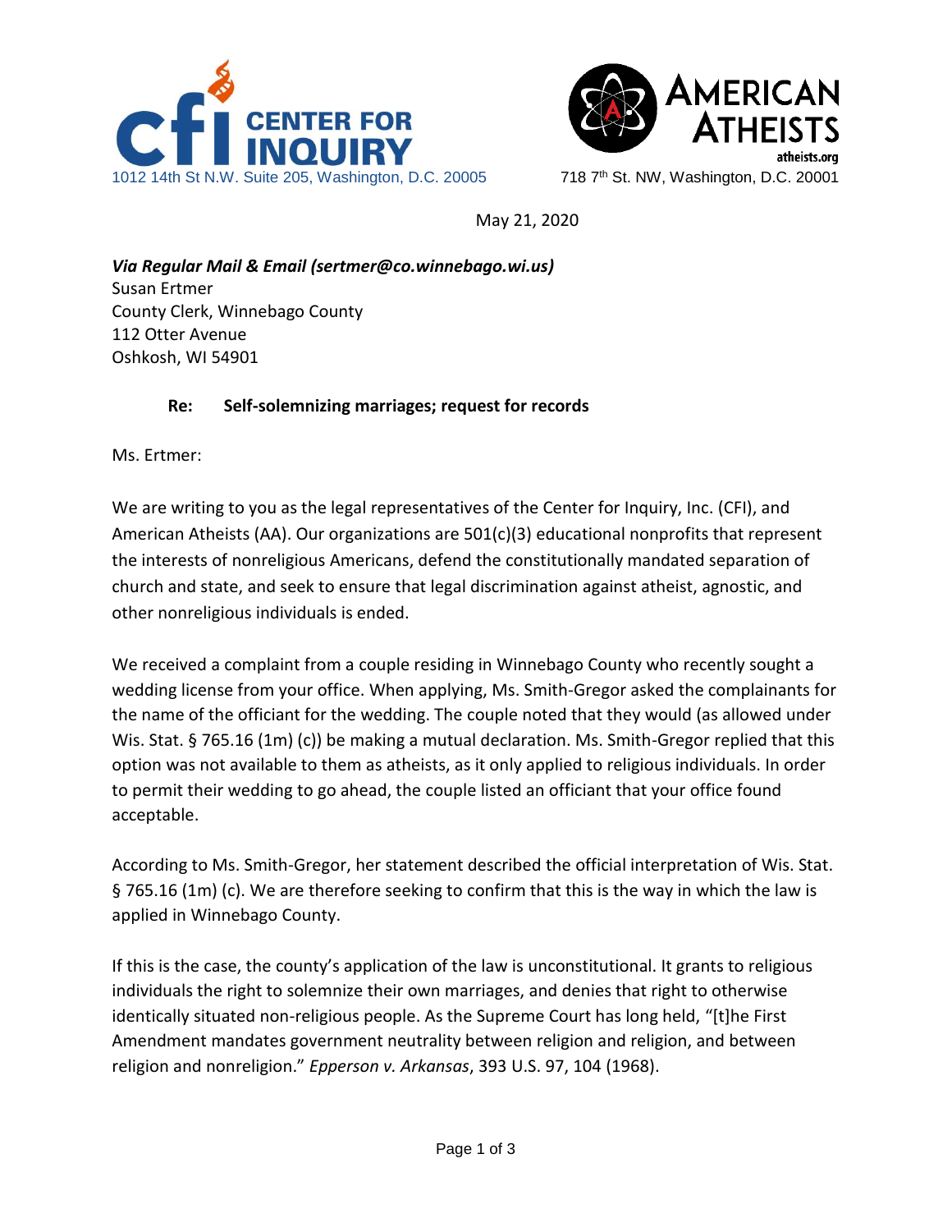CENTER FOR INQUIRY
1012 14th St N.W. Suite 205, Washington, D.C. 20005

AMERICAN ATHEISTS
atheists.org
718 7th St. NW, Washington, D.C. 20001

May 21, 2020

***Via Regular Mail & Email (sertmer@co.winnebago.wi.us)***
Susan Ertmer
County Clerk, Winnebago County
112 Otter Avenue
Oshkosh, WI 54901

**Re: Self-solemnizing marriages; request for records**

Ms. Ertmer:

We are writing to you as the legal representatives of the Center for Inquiry, Inc. (CFI), and American Atheists (AA). Our organizations are 501(c)(3) educational nonprofits that represent the interests of nonreligious Americans, defend the constitutionally mandated separation of church and state, and seek to ensure that legal discrimination against atheist, agnostic, and other nonreligious individuals is ended.

We received a complaint from a couple residing in Winnebago County who recently sought a wedding license from your office. When applying, Ms. Smith-Gregor asked the complainants for the name of the officiant for the wedding. The couple noted that they would (as allowed under Wis. Stat. § 765.16 (1m) (c)) be making a mutual declaration. Ms. Smith-Gregor replied that this option was not available to them as atheists, as it only applied to religious individuals. In order to permit their wedding to go ahead, the couple listed an officiant that your office found acceptable.

According to Ms. Smith-Gregor, her statement described the official interpretation of Wis. Stat. § 765.16 (1m) (c). We are therefore seeking to confirm that this is the way in which the law is applied in Winnebago County.

If this is the case, the county's application of the law is unconstitutional. It grants to religious individuals the right to solemnize their own marriages, and denies that right to otherwise identically situated non-religious people. As the Supreme Court has long held, "[t]he First Amendment mandates government neutrality between religion and religion, and between religion and nonreligion." *Epperson v. Arkansas*, 393 U.S. 97, 104 (1968).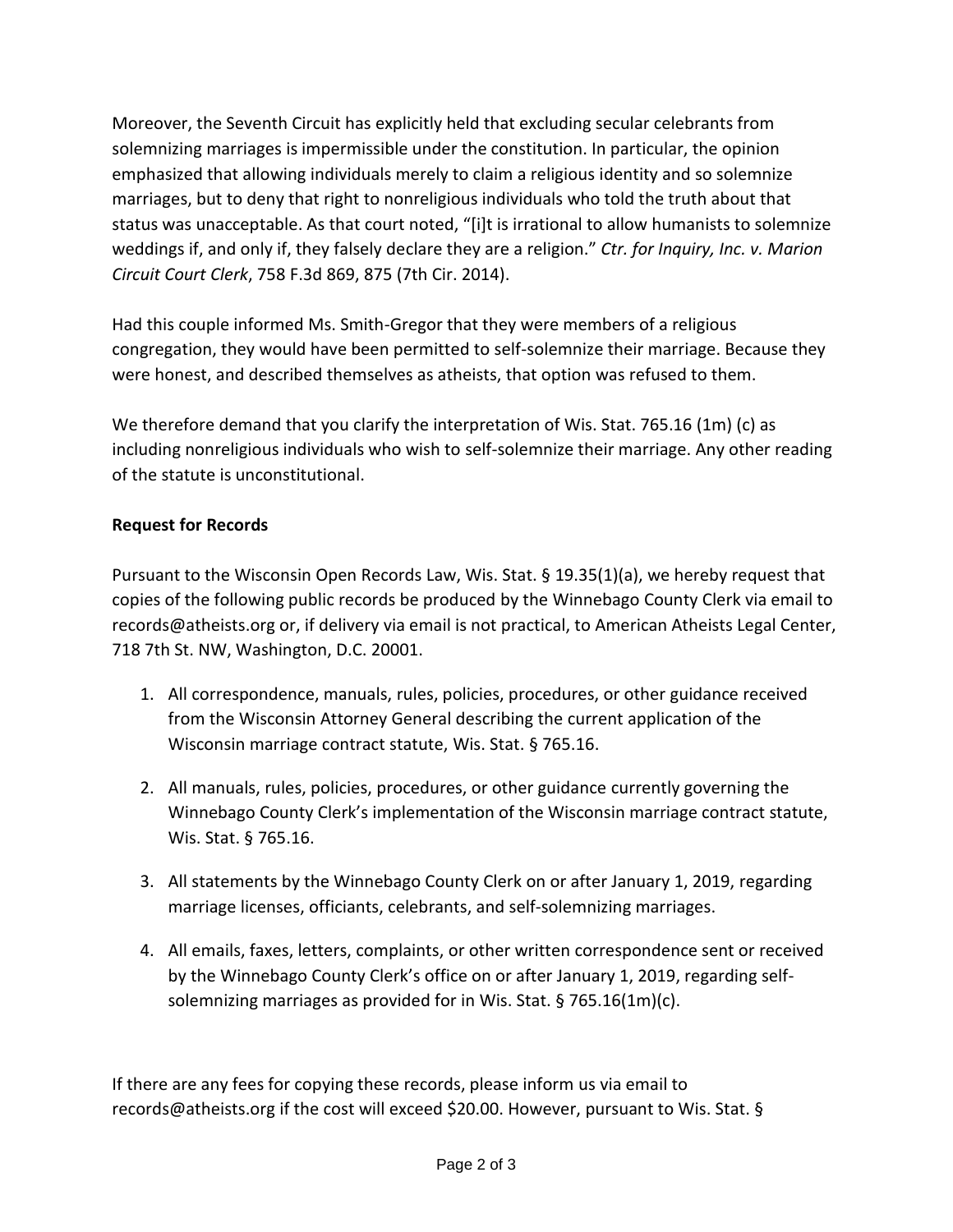Moreover, the Seventh Circuit has explicitly held that excluding secular celebrants from solemnizing marriages is impermissible under the constitution. In particular, the opinion emphasized that allowing individuals merely to claim a religious identity and so solemnize marriages, but to deny that right to nonreligious individuals who told the truth about that status was unacceptable. As that court noted, "[i]t is irrational to allow humanists to solemnize weddings if, and only if, they falsely declare they are a religion." *Ctr. for Inquiry, Inc. v. Marion Circuit Court Clerk*, 758 F.3d 869, 875 (7th Cir. 2014).

Had this couple informed Ms. Smith-Gregor that they were members of a religious congregation, they would have been permitted to self-solemnize their marriage. Because they were honest, and described themselves as atheists, that option was refused to them.

We therefore demand that you clarify the interpretation of Wis. Stat. 765.16 (1m) (c) as including nonreligious individuals who wish to self-solemnize their marriage. Any other reading of the statute is unconstitutional.

**Request for Records**

Pursuant to the Wisconsin Open Records Law, Wis. Stat. § 19.35(1)(a), we hereby request that copies of the following public records be produced by the Winnebago County Clerk via email to records@atheists.org or, if delivery via email is not practical, to American Atheists Legal Center, 718 7th St. NW, Washington, D.C. 20001.

1. All correspondence, manuals, rules, policies, procedures, or other guidance received from the Wisconsin Attorney General describing the current application of the Wisconsin marriage contract statute, Wis. Stat. § 765.16.
2. All manuals, rules, policies, procedures, or other guidance currently governing the Winnebago County Clerk's implementation of the Wisconsin marriage contract statute, Wis. Stat. § 765.16.
3. All statements by the Winnebago County Clerk on or after January 1, 2019, regarding marriage licenses, officiants, celebrants, and self-solemnizing marriages.
4. All emails, faxes, letters, complaints, or other written correspondence sent or received by the Winnebago County Clerk's office on or after January 1, 2019, regarding self-solemnizing marriages as provided for in Wis. Stat. § 765.16(1m)(c).

If there are any fees for copying these records, please inform us via email to records@atheists.org if the cost will exceed $20.00. However, pursuant to Wis. Stat. §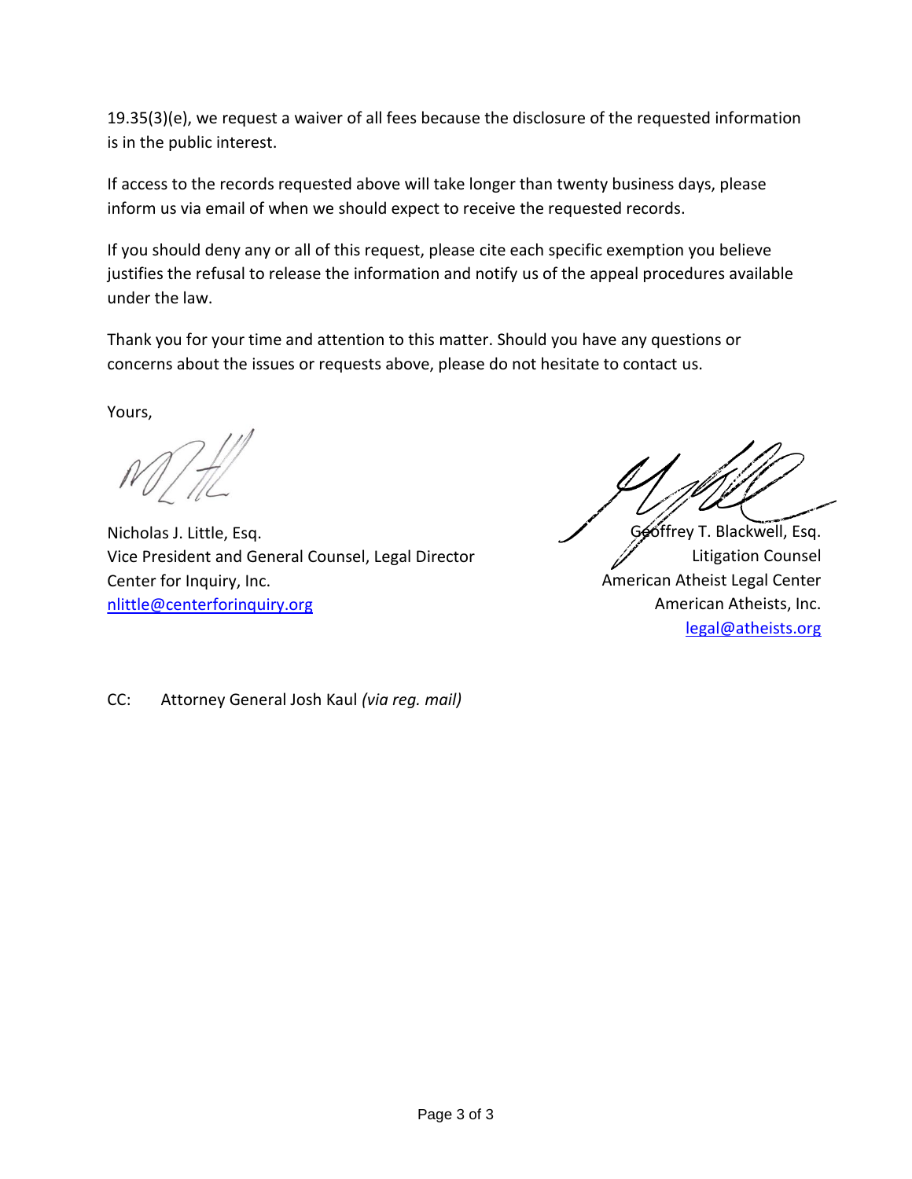19.35(3)(e), we request a waiver of all fees because the disclosure of the requested information is in the public interest.

If access to the records requested above will take longer than twenty business days, please inform us via email of when we should expect to receive the requested records.

If you should deny any or all of this request, please cite each specific exemption you believe justifies the refusal to release the information and notify us of the appeal procedures available under the law.

Thank you for your time and attention to this matter. Should you have any questions or concerns about the issues or requests above, please do not hesitate to contact us.

Yours,

Nicholas J. Little, Esq.
Vice President and General Counsel, Legal Director
Center for Inquiry, Inc.
nlittle@centerforinquiry.org

Geoffrey T. Blackwell, Esq.
Litigation Counsel
American Atheist Legal Center
American Atheists, Inc.
legal@atheists.org

CC: Attorney General Josh Kaul *(via reg. mail)*